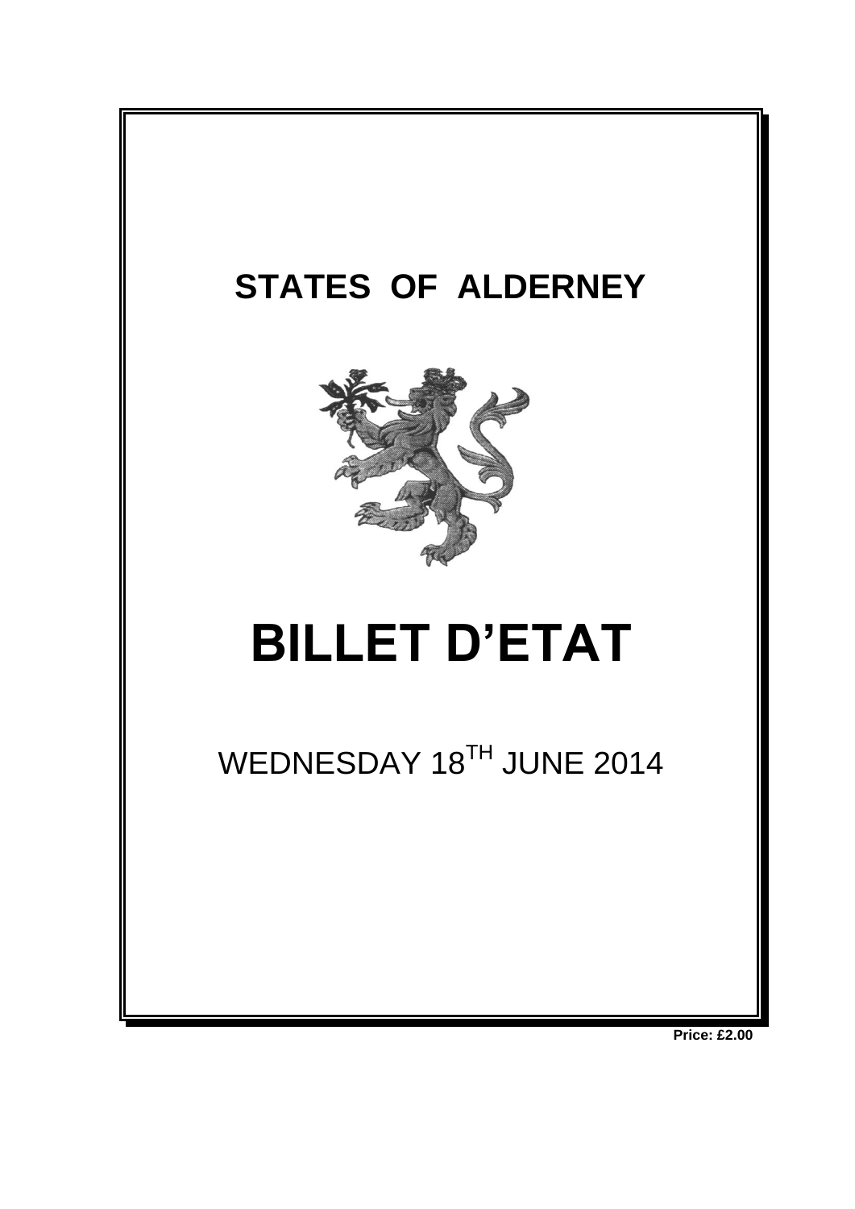# STATES OF ALDERNEY

# BILLET D'ETAT

WEDNESDAY 18TH JUNE 2014

**Price: £2.00**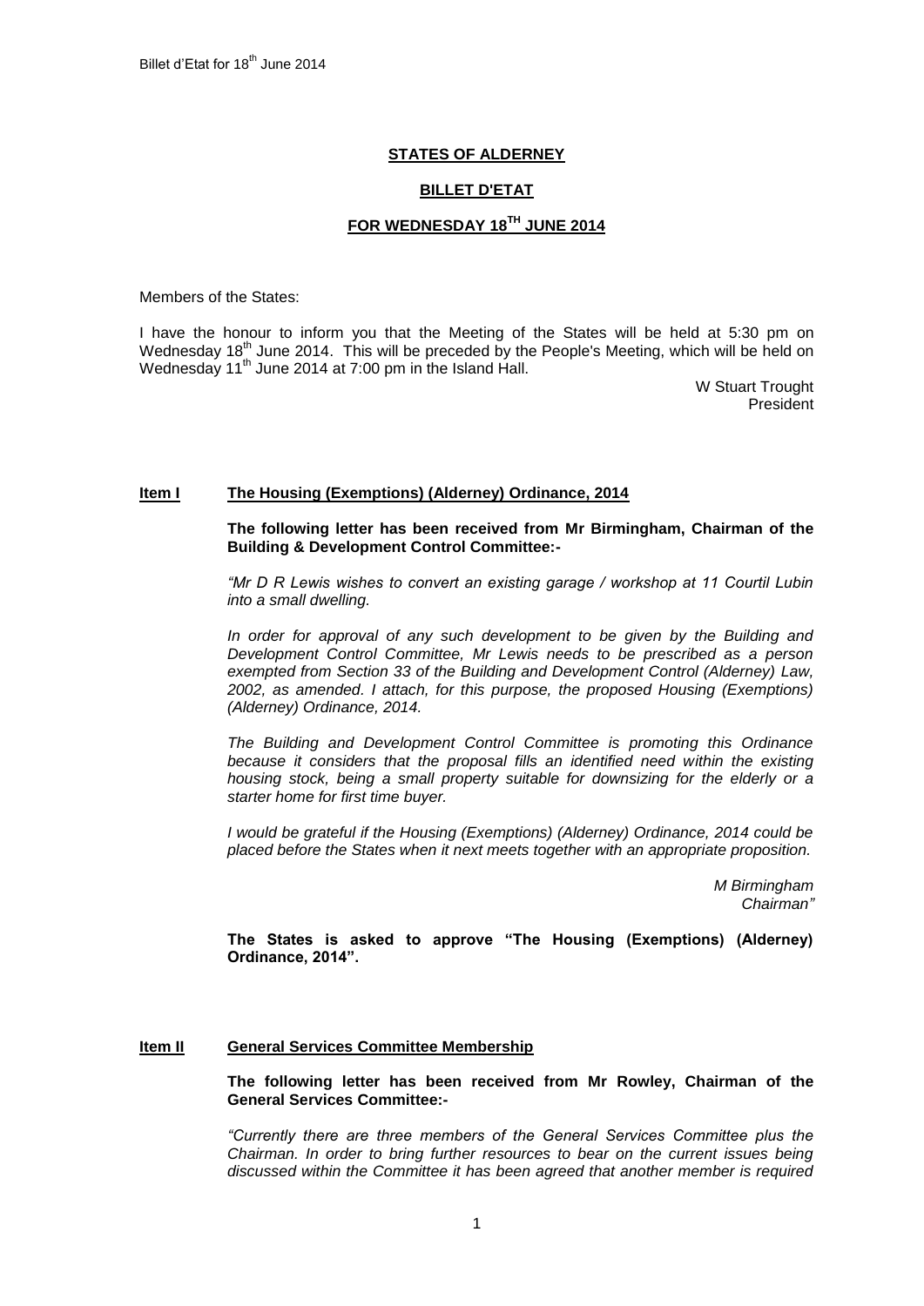**STATES OF ALDERNEY**

**BILLET D'ETAT**

**FOR WEDNESDAY 18TH JUNE 2014**

Members of the States:

I have the honour to inform you that the Meeting of the States will be held at 5:30 pm on Wednesday 18th June 2014. This will be preceded by the People's Meeting, which will be held on Wednesday 11th June 2014 at 7:00 pm in the Island Hall.

W Stuart Trought
President

## Item I The Housing (Exemptions) (Alderney) Ordinance, 2014

**The following letter has been received from Mr Birmingham, Chairman of the Building & Development Control Committee:-**

*"Mr D R Lewis wishes to convert an existing garage / workshop at 11 Courtil Lubin into a small dwelling.*

*In order for approval of any such development to be given by the Building and Development Control Committee, Mr Lewis needs to be prescribed as a person exempted from Section 33 of the Building and Development Control (Alderney) Law, 2002, as amended. I attach, for this purpose, the proposed Housing (Exemptions) (Alderney) Ordinance, 2014.*

*The Building and Development Control Committee is promoting this Ordinance because it considers that the proposal fills an identified need within the existing housing stock, being a small property suitable for downsizing for the elderly or a starter home for first time buyer.*

*I would be grateful if the Housing (Exemptions) (Alderney) Ordinance, 2014 could be placed before the States when it next meets together with an appropriate proposition.*

*M Birmingham*
*Chairman"*

**The States is asked to approve "The Housing (Exemptions) (Alderney) Ordinance, 2014".**

## Item II General Services Committee Membership

**The following letter has been received from Mr Rowley, Chairman of the General Services Committee:-**

*"Currently there are three members of the General Services Committee plus the Chairman. In order to bring further resources to bear on the current issues being discussed within the Committee it has been agreed that another member is required*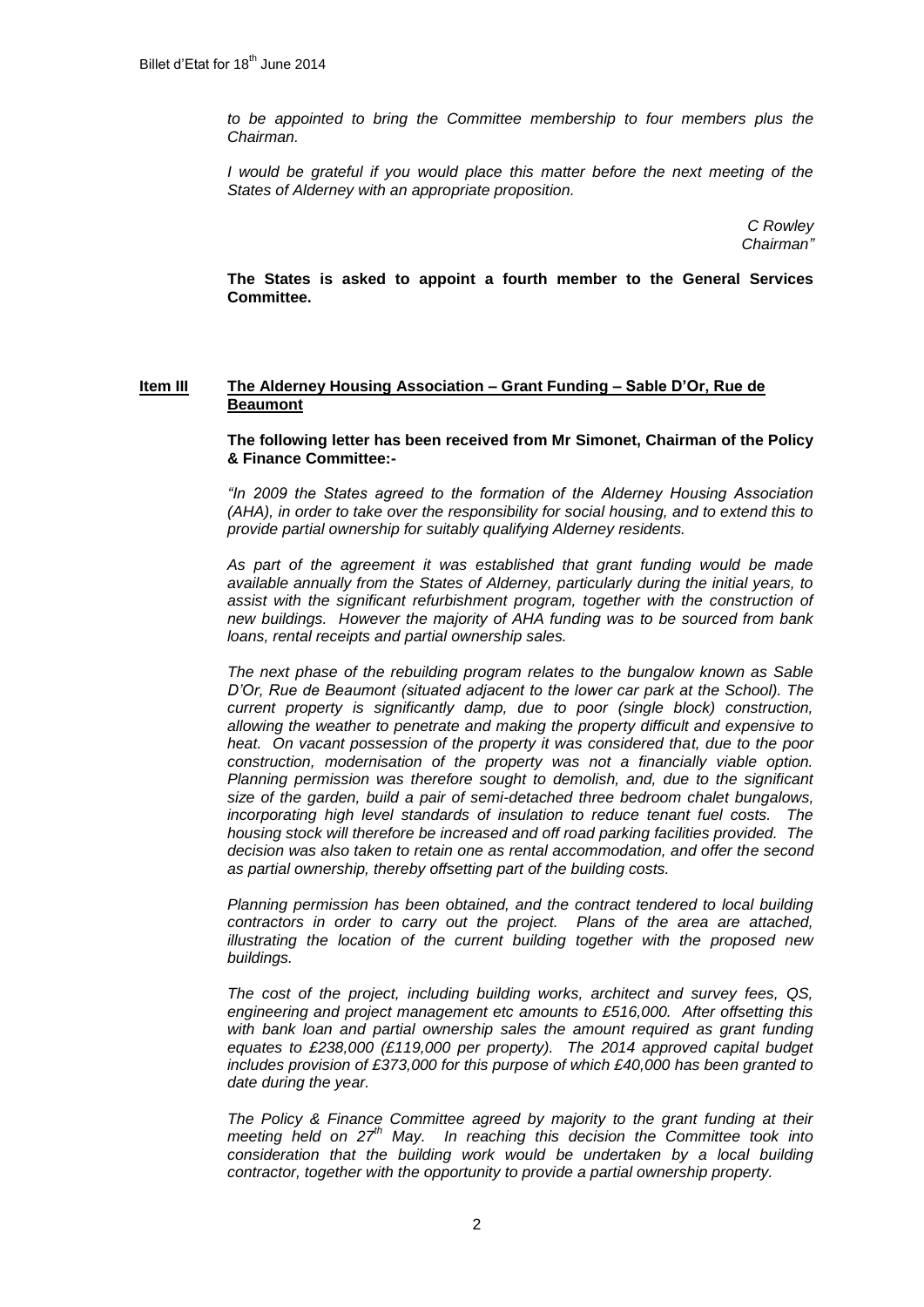*to be appointed to bring the Committee membership to four members plus the Chairman.*

*I would be grateful if you would place this matter before the next meeting of the States of Alderney with an appropriate proposition.*

*C Rowley*
*Chairman"*

**The States is asked to appoint a fourth member to the General Services Committee.**

## Item III The Alderney Housing Association – Grant Funding – Sable D'Or, Rue de Beaumont

**The following letter has been received from Mr Simonet, Chairman of the Policy & Finance Committee:-**

*"In 2009 the States agreed to the formation of the Alderney Housing Association (AHA), in order to take over the responsibility for social housing, and to extend this to provide partial ownership for suitably qualifying Alderney residents.*

*As part of the agreement it was established that grant funding would be made available annually from the States of Alderney, particularly during the initial years, to assist with the significant refurbishment program, together with the construction of new buildings. However the majority of AHA funding was to be sourced from bank loans, rental receipts and partial ownership sales.*

*The next phase of the rebuilding program relates to the bungalow known as Sable D'Or, Rue de Beaumont (situated adjacent to the lower car park at the School). The current property is significantly damp, due to poor (single block) construction, allowing the weather to penetrate and making the property difficult and expensive to heat. On vacant possession of the property it was considered that, due to the poor construction, modernisation of the property was not a financially viable option. Planning permission was therefore sought to demolish, and, due to the significant size of the garden, build a pair of semi-detached three bedroom chalet bungalows, incorporating high level standards of insulation to reduce tenant fuel costs. The housing stock will therefore be increased and off road parking facilities provided. The decision was also taken to retain one as rental accommodation, and offer the second as partial ownership, thereby offsetting part of the building costs.*

*Planning permission has been obtained, and the contract tendered to local building contractors in order to carry out the project. Plans of the area are attached, illustrating the location of the current building together with the proposed new buildings.*

*The cost of the project, including building works, architect and survey fees, QS, engineering and project management etc amounts to £516,000. After offsetting this with bank loan and partial ownership sales the amount required as grant funding equates to £238,000 (£119,000 per property). The 2014 approved capital budget includes provision of £373,000 for this purpose of which £40,000 has been granted to date during the year.*

*The Policy & Finance Committee agreed by majority to the grant funding at their meeting held on 27th May. In reaching this decision the Committee took into consideration that the building work would be undertaken by a local building contractor, together with the opportunity to provide a partial ownership property.*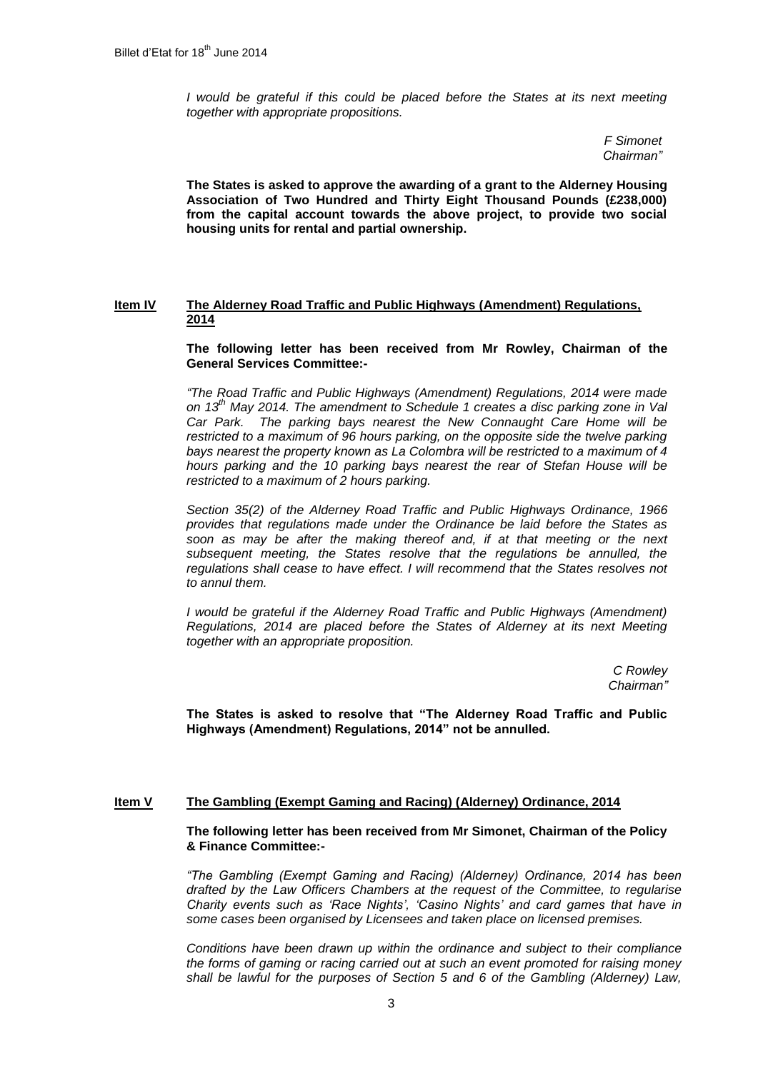*I would be grateful if this could be placed before the States at its next meeting together with appropriate propositions.*

*F Simonet*
*Chairman"*

**The States is asked to approve the awarding of a grant to the Alderney Housing Association of Two Hundred and Thirty Eight Thousand Pounds (£238,000) from the capital account towards the above project, to provide two social housing units for rental and partial ownership.**

## Item IV The Alderney Road Traffic and Public Highways (Amendment) Regulations, 2014

**The following letter has been received from Mr Rowley, Chairman of the General Services Committee:-**

*"The Road Traffic and Public Highways (Amendment) Regulations, 2014 were made on 13th May 2014. The amendment to Schedule 1 creates a disc parking zone in Val Car Park. The parking bays nearest the New Connaught Care Home will be restricted to a maximum of 96 hours parking, on the opposite side the twelve parking bays nearest the property known as La Colombra will be restricted to a maximum of 4 hours parking and the 10 parking bays nearest the rear of Stefan House will be restricted to a maximum of 2 hours parking.*

*Section 35(2) of the Alderney Road Traffic and Public Highways Ordinance, 1966 provides that regulations made under the Ordinance be laid before the States as soon as may be after the making thereof and, if at that meeting or the next subsequent meeting, the States resolve that the regulations be annulled, the regulations shall cease to have effect. I will recommend that the States resolves not to annul them.*

*I would be grateful if the Alderney Road Traffic and Public Highways (Amendment) Regulations, 2014 are placed before the States of Alderney at its next Meeting together with an appropriate proposition.*

*C Rowley*
*Chairman"*

**The States is asked to resolve that "The Alderney Road Traffic and Public Highways (Amendment) Regulations, 2014" not be annulled.**

## Item V The Gambling (Exempt Gaming and Racing) (Alderney) Ordinance, 2014

**The following letter has been received from Mr Simonet, Chairman of the Policy & Finance Committee:-**

*"The Gambling (Exempt Gaming and Racing) (Alderney) Ordinance, 2014 has been drafted by the Law Officers Chambers at the request of the Committee, to regularise Charity events such as 'Race Nights', 'Casino Nights' and card games that have in some cases been organised by Licensees and taken place on licensed premises.*

*Conditions have been drawn up within the ordinance and subject to their compliance the forms of gaming or racing carried out at such an event promoted for raising money shall be lawful for the purposes of Section 5 and 6 of the Gambling (Alderney) Law,*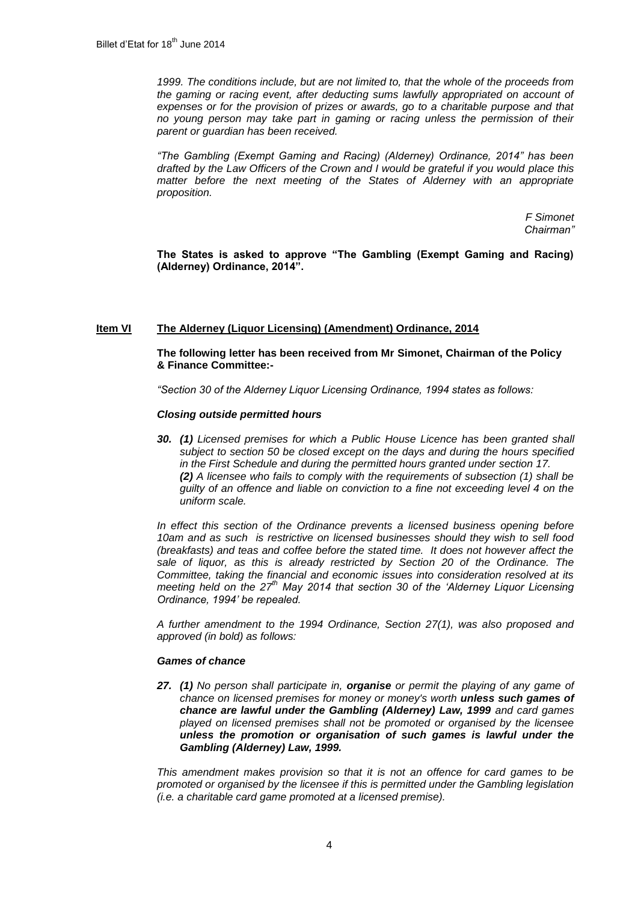*1999. The conditions include, but are not limited to, that the whole of the proceeds from the gaming or racing event, after deducting sums lawfully appropriated on account of expenses or for the provision of prizes or awards, go to a charitable purpose and that no young person may take part in gaming or racing unless the permission of their parent or guardian has been received.*

*"The Gambling (Exempt Gaming and Racing) (Alderney) Ordinance, 2014" has been drafted by the Law Officers of the Crown and I would be grateful if you would place this matter before the next meeting of the States of Alderney with an appropriate proposition.*

*F Simonet*
*Chairman"*

**The States is asked to approve "The Gambling (Exempt Gaming and Racing) (Alderney) Ordinance, 2014".**

## Item VI The Alderney (Liquor Licensing) (Amendment) Ordinance, 2014

**The following letter has been received from Mr Simonet, Chairman of the Policy & Finance Committee:-**

*"Section 30 of the Alderney Liquor Licensing Ordinance, 1994 states as follows:*

***Closing outside permitted hours***

***30. (1)*** *Licensed premises for which a Public House Licence has been granted shall subject to section 50 be closed except on the days and during the hours specified in the First Schedule and during the permitted hours granted under section 17.*
***(2)*** *A licensee who fails to comply with the requirements of subsection (1) shall be guilty of an offence and liable on conviction to a fine not exceeding level 4 on the uniform scale.*

*In effect this section of the Ordinance prevents a licensed business opening before 10am and as such is restrictive on licensed businesses should they wish to sell food (breakfasts) and teas and coffee before the stated time. It does not however affect the sale of liquor, as this is already restricted by Section 20 of the Ordinance. The Committee, taking the financial and economic issues into consideration resolved at its meeting held on the 27th May 2014 that section 30 of the 'Alderney Liquor Licensing Ordinance, 1994' be repealed.*

*A further amendment to the 1994 Ordinance, Section 27(1), was also proposed and approved (in bold) as follows:*

***Games of chance***

***27. (1)*** *No person shall participate in,* ***organise*** *or permit the playing of any game of chance on licensed premises for money or money's worth* ***unless such games of chance are lawful under the Gambling (Alderney) Law, 1999*** *and card games played on licensed premises shall not be promoted or organised by the licensee* ***unless the promotion or organisation of such games is lawful under the Gambling (Alderney) Law, 1999.***

*This amendment makes provision so that it is not an offence for card games to be promoted or organised by the licensee if this is permitted under the Gambling legislation (i.e. a charitable card game promoted at a licensed premise).*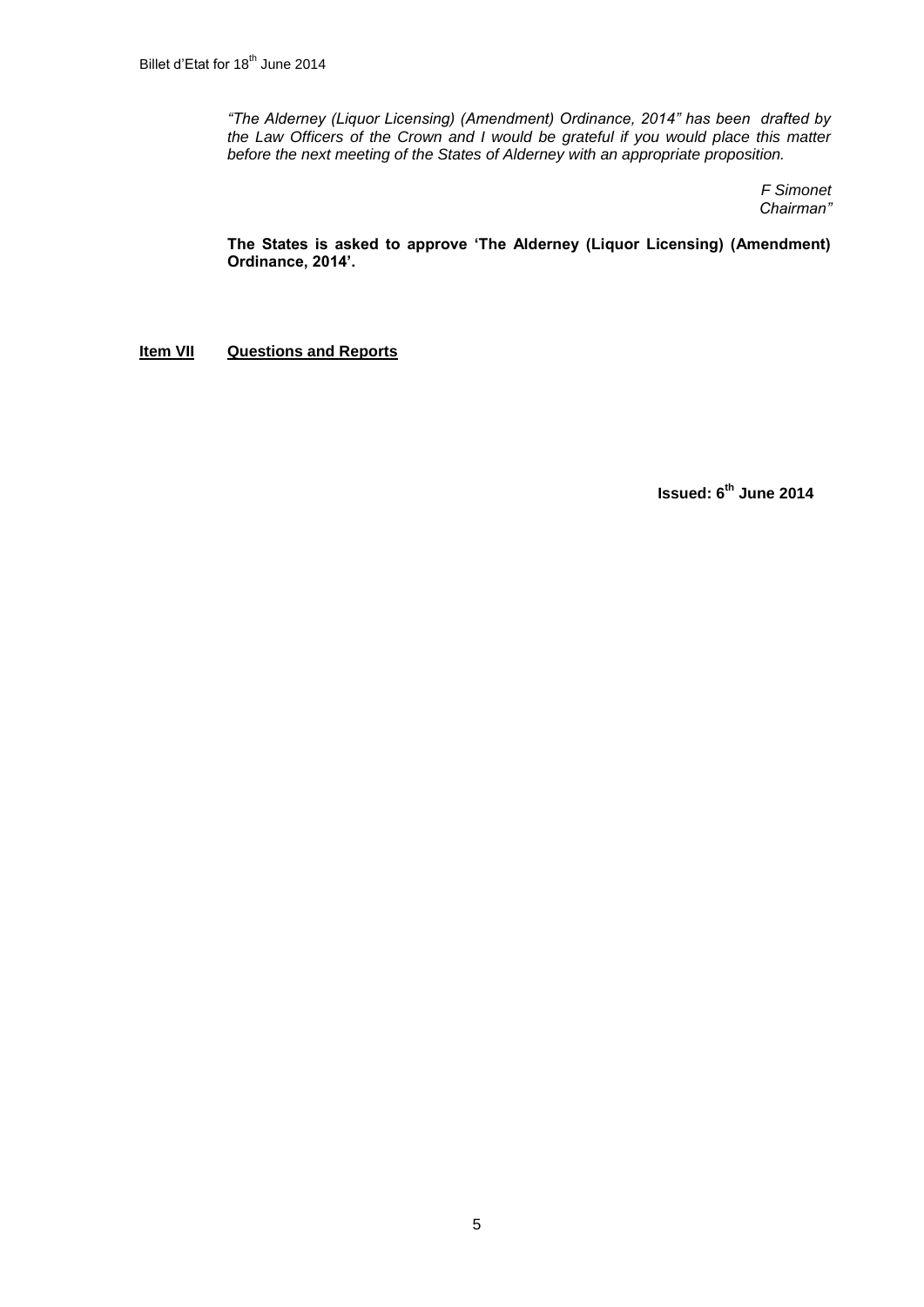*"The Alderney (Liquor Licensing) (Amendment) Ordinance, 2014" has been drafted by the Law Officers of the Crown and I would be grateful if you would place this matter before the next meeting of the States of Alderney with an appropriate proposition.*

*F Simonet*
*Chairman"*

**The States is asked to approve 'The Alderney (Liquor Licensing) (Amendment) Ordinance, 2014'.**

## Item VII Questions and Reports

**Issued: 6th June 2014**